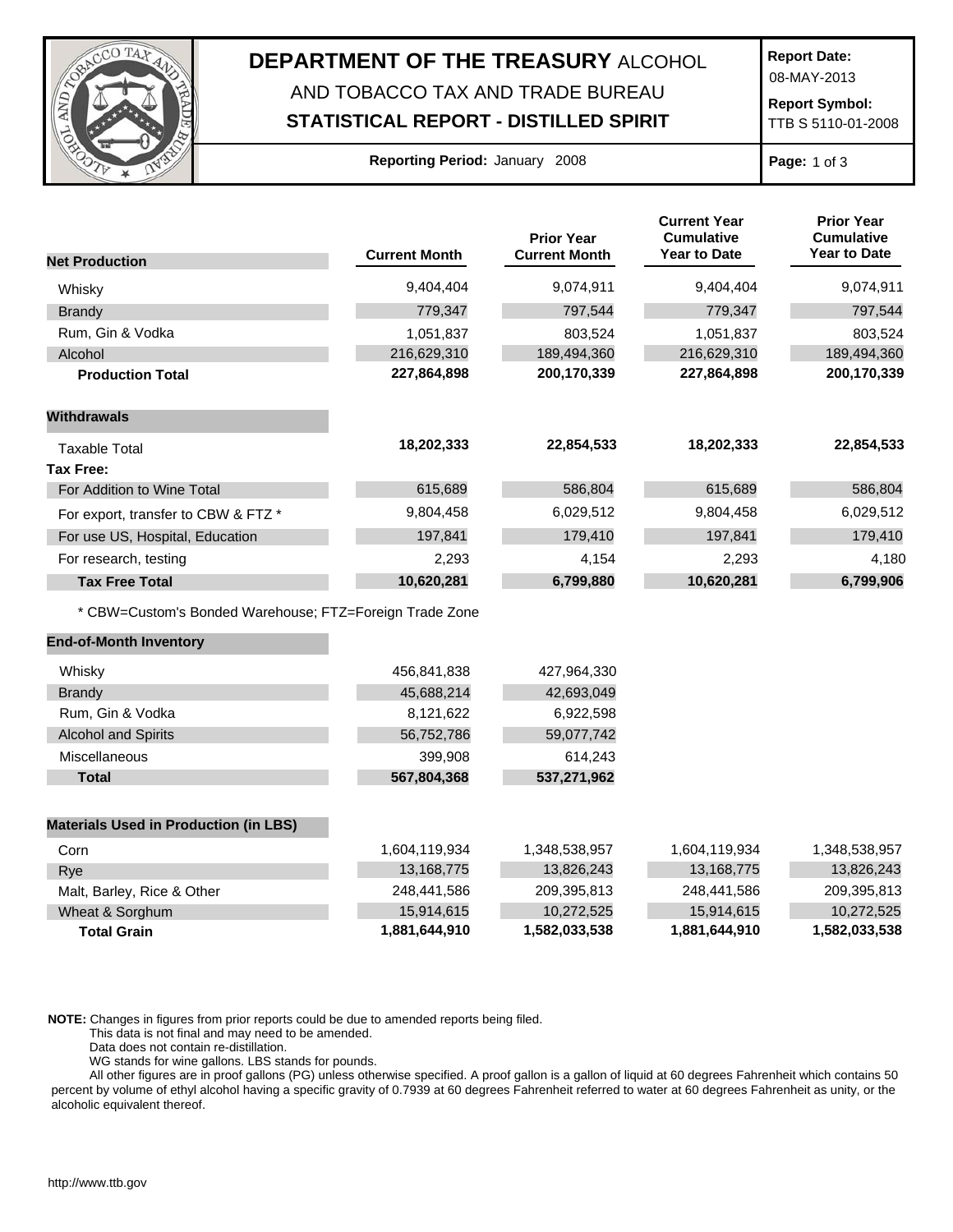# DEPARTMENT OF THE TREASURY ALCOHOL AND TOBACCO TAX AND TRADE BUREAU

## STATISTICAL REPORT - DISTILLED SPIRIT

**Report Date:** 08-MAY-2013

**Report Symbol:** TTB S 5110-01-2008

**Reporting Period:** January 2008

| Net Production | Current Month | Prior Year Current Month | Current Year Cumulative Year to Date | Prior Year Cumulative Year to Date |
|---|---|---|---|---|
| Whisky | 9,404,404 | 9,074,911 | 9,404,404 | 9,074,911 |
| Brandy | 779,347 | 797,544 | 779,347 | 797,544 |
| Rum, Gin & Vodka | 1,051,837 | 803,524 | 1,051,837 | 803,524 |
| Alcohol | 216,629,310 | 189,494,360 | 216,629,310 | 189,494,360 |
| **Production Total** | **227,864,898** | **200,170,339** | **227,864,898** | **200,170,339** |
| **Withdrawals** | | | | |
| Taxable Total | **18,202,333** | **22,854,533** | **18,202,333** | **22,854,533** |
| **Tax Free:** | | | | |
| For Addition to Wine Total | 615,689 | 586,804 | 615,689 | 586,804 |
| For export, transfer to CBW & FTZ * | 9,804,458 | 6,029,512 | 9,804,458 | 6,029,512 |
| For use US, Hospital, Education | 197,841 | 179,410 | 197,841 | 179,410 |
| For research, testing | 2,293 | 4,154 | 2,293 | 4,180 |
| **Tax Free Total** | **10,620,281** | **6,799,880** | **10,620,281** | **6,799,906** |

* CBW=Custom's Bonded Warehouse; FTZ=Foreign Trade Zone

| End-of-Month Inventory | Current Month | Prior Year Current Month |
|---|---|---|
| Whisky | 456,841,838 | 427,964,330 |
| Brandy | 45,688,214 | 42,693,049 |
| Rum, Gin & Vodka | 8,121,622 | 6,922,598 |
| Alcohol and Spirits | 56,752,786 | 59,077,742 |
| Miscellaneous | 399,908 | 614,243 |
| **Total** | **567,804,368** | **537,271,962** |

| Materials Used in Production (in LBS) | Current Month | Prior Year Current Month | Current Year Cumulative Year to Date | Prior Year Cumulative Year to Date |
|---|---|---|---|---|
| Corn | 1,604,119,934 | 1,348,538,957 | 1,604,119,934 | 1,348,538,957 |
| Rye | 13,168,775 | 13,826,243 | 13,168,775 | 13,826,243 |
| Malt, Barley, Rice & Other | 248,441,586 | 209,395,813 | 248,441,586 | 209,395,813 |
| Wheat & Sorghum | 15,914,615 | 10,272,525 | 15,914,615 | 10,272,525 |
| **Total Grain** | **1,881,644,910** | **1,582,033,538** | **1,881,644,910** | **1,582,033,538** |

**NOTE:** Changes in figures from prior reports could be due to amended reports being filed.
This data is not final and may need to be amended.
Data does not contain re-distillation.
WG stands for wine gallons. LBS stands for pounds.
All other figures are in proof gallons (PG) unless otherwise specified. A proof gallon is a gallon of liquid at 60 degrees Fahrenheit which contains 50 percent by volume of ethyl alcohol having a specific gravity of 0.7939 at 60 degrees Fahrenheit referred to water at 60 degrees Fahrenheit as unity, or the alcoholic equivalent thereof.

http://www.ttb.gov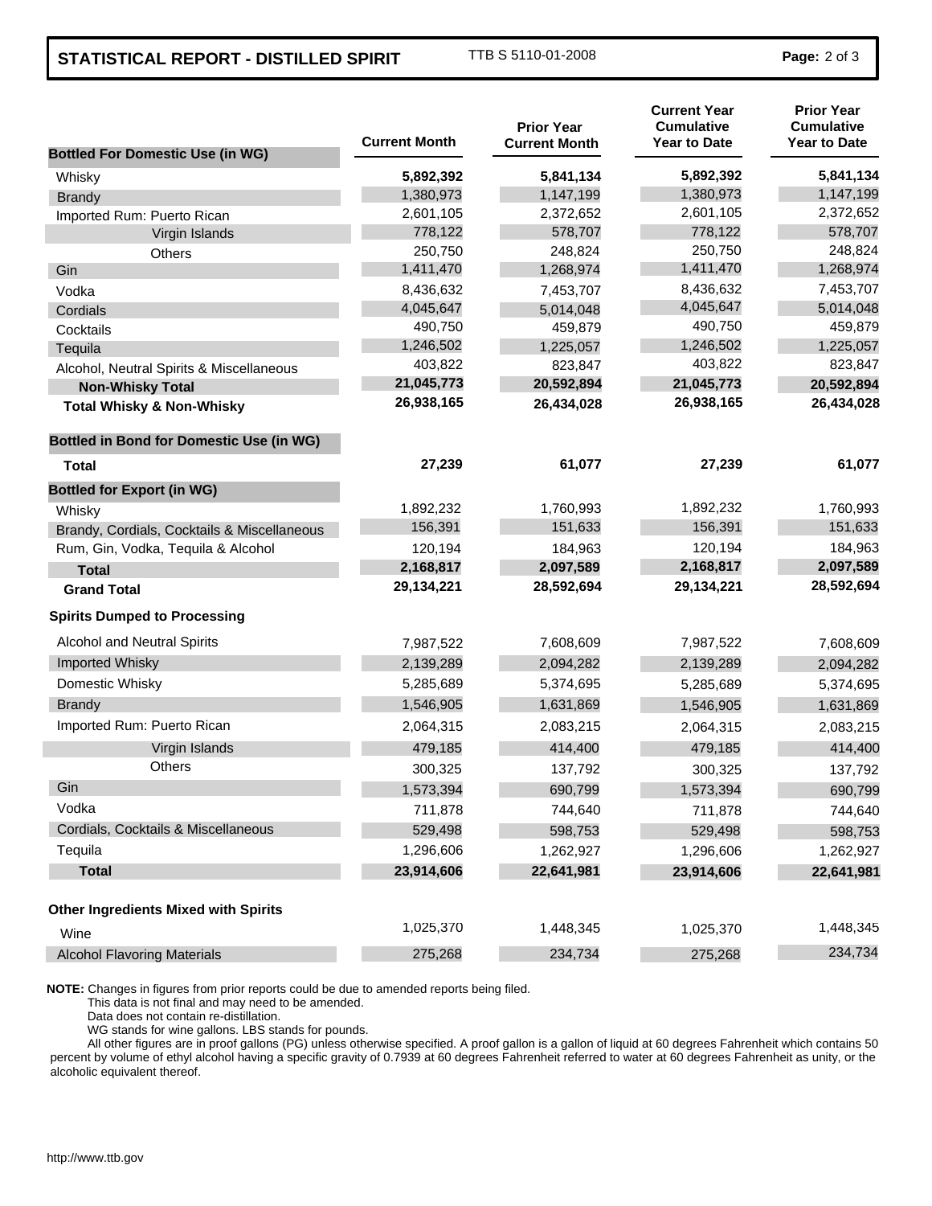## STATISTICAL REPORT - DISTILLED SPIRIT

TTB S 5110-01-2008

| Bottled For Domestic Use (in WG) | Current Month | Prior Year Current Month | Current Year Cumulative Year to Date | Prior Year Cumulative Year to Date |
|---|---|---|---|---|
| Whisky | **5,892,392** | **5,841,134** | **5,892,392** | **5,841,134** |
| Brandy | 1,380,973 | 1,147,199 | 1,380,973 | 1,147,199 |
| Imported Rum: Puerto Rican | 2,601,105 | 2,372,652 | 2,601,105 | 2,372,652 |
| Virgin Islands | 778,122 | 578,707 | 778,122 | 578,707 |
| Others | 250,750 | 248,824 | 250,750 | 248,824 |
| Gin | 1,411,470 | 1,268,974 | 1,411,470 | 1,268,974 |
| Vodka | 8,436,632 | 7,453,707 | 8,436,632 | 7,453,707 |
| Cordials | 4,045,647 | 5,014,048 | 4,045,647 | 5,014,048 |
| Cocktails | 490,750 | 459,879 | 490,750 | 459,879 |
| Tequila | 1,246,502 | 1,225,057 | 1,246,502 | 1,225,057 |
| Alcohol, Neutral Spirits & Miscellaneous | 403,822 | 823,847 | 403,822 | 823,847 |
| **Non-Whisky Total** | **21,045,773** | **20,592,894** | **21,045,773** | **20,592,894** |
| **Total Whisky & Non-Whisky** | **26,938,165** | **26,434,028** | **26,938,165** | **26,434,028** |
| **Bottled in Bond for Domestic Use (in WG)** | | | | |
| **Total** | **27,239** | **61,077** | **27,239** | **61,077** |
| **Bottled for Export (in WG)** | | | | |
| Whisky | 1,892,232 | 1,760,993 | 1,892,232 | 1,760,993 |
| Brandy, Cordials, Cocktails & Miscellaneous | 156,391 | 151,633 | 156,391 | 151,633 |
| Rum, Gin, Vodka, Tequila & Alcohol | 120,194 | 184,963 | 120,194 | 184,963 |
| **Total** | **2,168,817** | **2,097,589** | **2,168,817** | **2,097,589** |
| **Grand Total** | **29,134,221** | **28,592,694** | **29,134,221** | **28,592,694** |
| **Spirits Dumped to Processing** | | | | |
| Alcohol and Neutral Spirits | 7,987,522 | 7,608,609 | 7,987,522 | 7,608,609 |
| Imported Whisky | 2,139,289 | 2,094,282 | 2,139,289 | 2,094,282 |
| Domestic Whisky | 5,285,689 | 5,374,695 | 5,285,689 | 5,374,695 |
| Brandy | 1,546,905 | 1,631,869 | 1,546,905 | 1,631,869 |
| Imported Rum: Puerto Rican | 2,064,315 | 2,083,215 | 2,064,315 | 2,083,215 |
| Virgin Islands | 479,185 | 414,400 | 479,185 | 414,400 |
| Others | 300,325 | 137,792 | 300,325 | 137,792 |
| Gin | 1,573,394 | 690,799 | 1,573,394 | 690,799 |
| Vodka | 711,878 | 744,640 | 711,878 | 744,640 |
| Cordials, Cocktails & Miscellaneous | 529,498 | 598,753 | 529,498 | 598,753 |
| Tequila | 1,296,606 | 1,262,927 | 1,296,606 | 1,262,927 |
| **Total** | **23,914,606** | **22,641,981** | **23,914,606** | **22,641,981** |
| **Other Ingredients Mixed with Spirits** | | | | |
| Wine | 1,025,370 | 1,448,345 | 1,025,370 | 1,448,345 |
| Alcohol Flavoring Materials | 275,268 | 234,734 | 275,268 | 234,734 |

**NOTE:** Changes in figures from prior reports could be due to amended reports being filed.
This data is not final and may need to be amended.
Data does not contain re-distillation.
WG stands for wine gallons. LBS stands for pounds.
All other figures are in proof gallons (PG) unless otherwise specified. A proof gallon is a gallon of liquid at 60 degrees Fahrenheit which contains 50 percent by volume of ethyl alcohol having a specific gravity of 0.7939 at 60 degrees Fahrenheit referred to water at 60 degrees Fahrenheit as unity, or the alcoholic equivalent thereof.

http://www.ttb.gov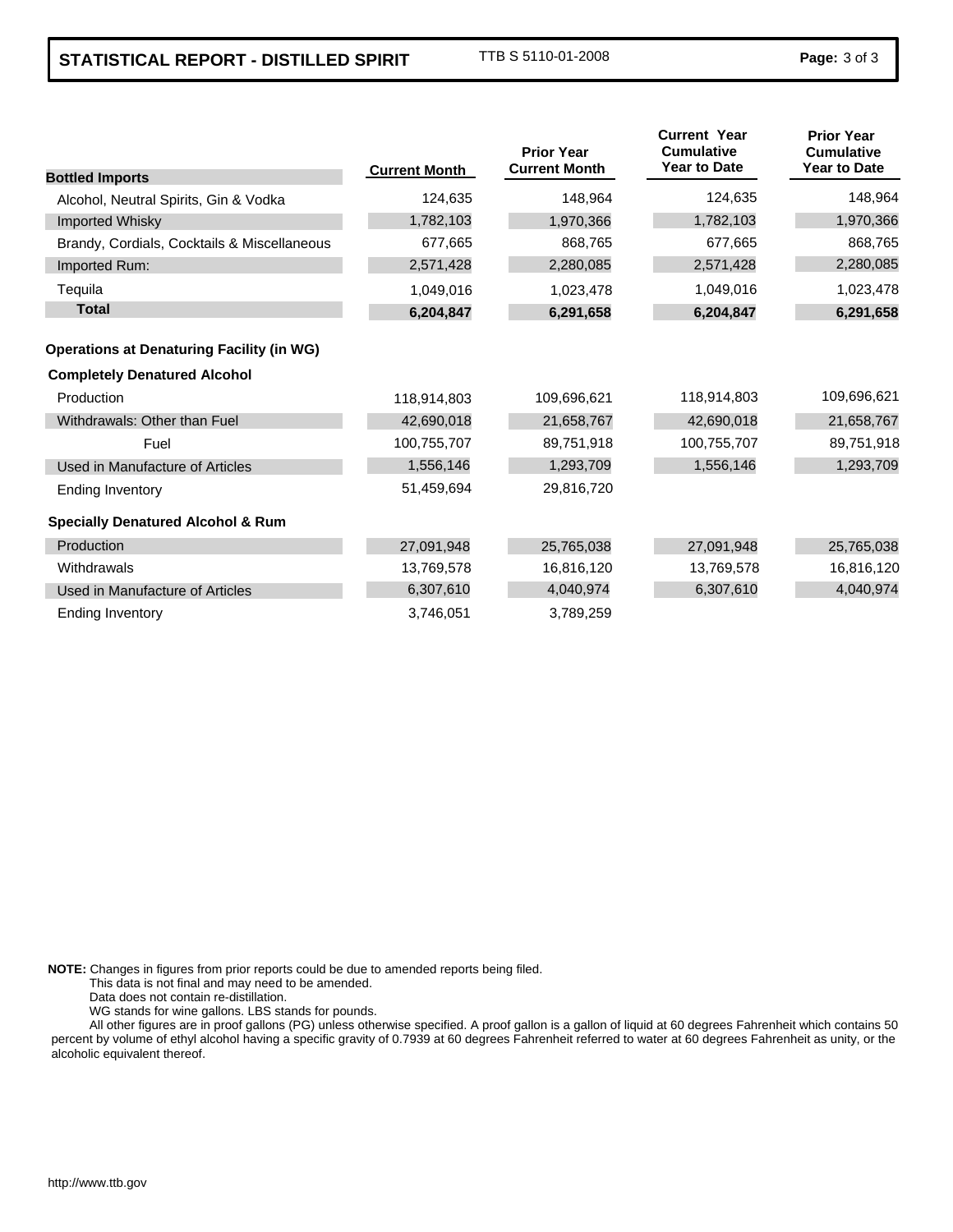## STATISTICAL REPORT - DISTILLED SPIRIT

TTB S 5110-01-2008

| Bottled Imports | Current Month | Prior Year Current Month | Current Year Cumulative Year to Date | Prior Year Cumulative Year to Date |
|---|---|---|---|---|
| Alcohol, Neutral Spirits, Gin & Vodka | 124,635 | 148,964 | 124,635 | 148,964 |
| Imported Whisky | 1,782,103 | 1,970,366 | 1,782,103 | 1,970,366 |
| Brandy, Cordials, Cocktails & Miscellaneous | 677,665 | 868,765 | 677,665 | 868,765 |
| Imported Rum: | 2,571,428 | 2,280,085 | 2,571,428 | 2,280,085 |
| Tequila | 1,049,016 | 1,023,478 | 1,049,016 | 1,023,478 |
| **Total** | **6,204,847** | **6,291,658** | **6,204,847** | **6,291,658** |
| **Operations at Denaturing Facility (in WG)** | | | | |
| **Completely Denatured Alcohol** | | | | |
| Production | 118,914,803 | 109,696,621 | 118,914,803 | 109,696,621 |
| Withdrawals: Other than Fuel | 42,690,018 | 21,658,767 | 42,690,018 | 21,658,767 |
| Fuel | 100,755,707 | 89,751,918 | 100,755,707 | 89,751,918 |
| Used in Manufacture of Articles | 1,556,146 | 1,293,709 | 1,556,146 | 1,293,709 |
| Ending Inventory | 51,459,694 | 29,816,720 | | |
| **Specially Denatured Alcohol & Rum** | | | | |
| Production | 27,091,948 | 25,765,038 | 27,091,948 | 25,765,038 |
| Withdrawals | 13,769,578 | 16,816,120 | 13,769,578 | 16,816,120 |
| Used in Manufacture of Articles | 6,307,610 | 4,040,974 | 6,307,610 | 4,040,974 |
| Ending Inventory | 3,746,051 | 3,789,259 | | |

**NOTE:** Changes in figures from prior reports could be due to amended reports being filed.
This data is not final and may need to be amended.
Data does not contain re-distillation.
WG stands for wine gallons. LBS stands for pounds.
All other figures are in proof gallons (PG) unless otherwise specified. A proof gallon is a gallon of liquid at 60 degrees Fahrenheit which contains 50 percent by volume of ethyl alcohol having a specific gravity of 0.7939 at 60 degrees Fahrenheit referred to water at 60 degrees Fahrenheit as unity, or the alcoholic equivalent thereof.

http://www.ttb.gov